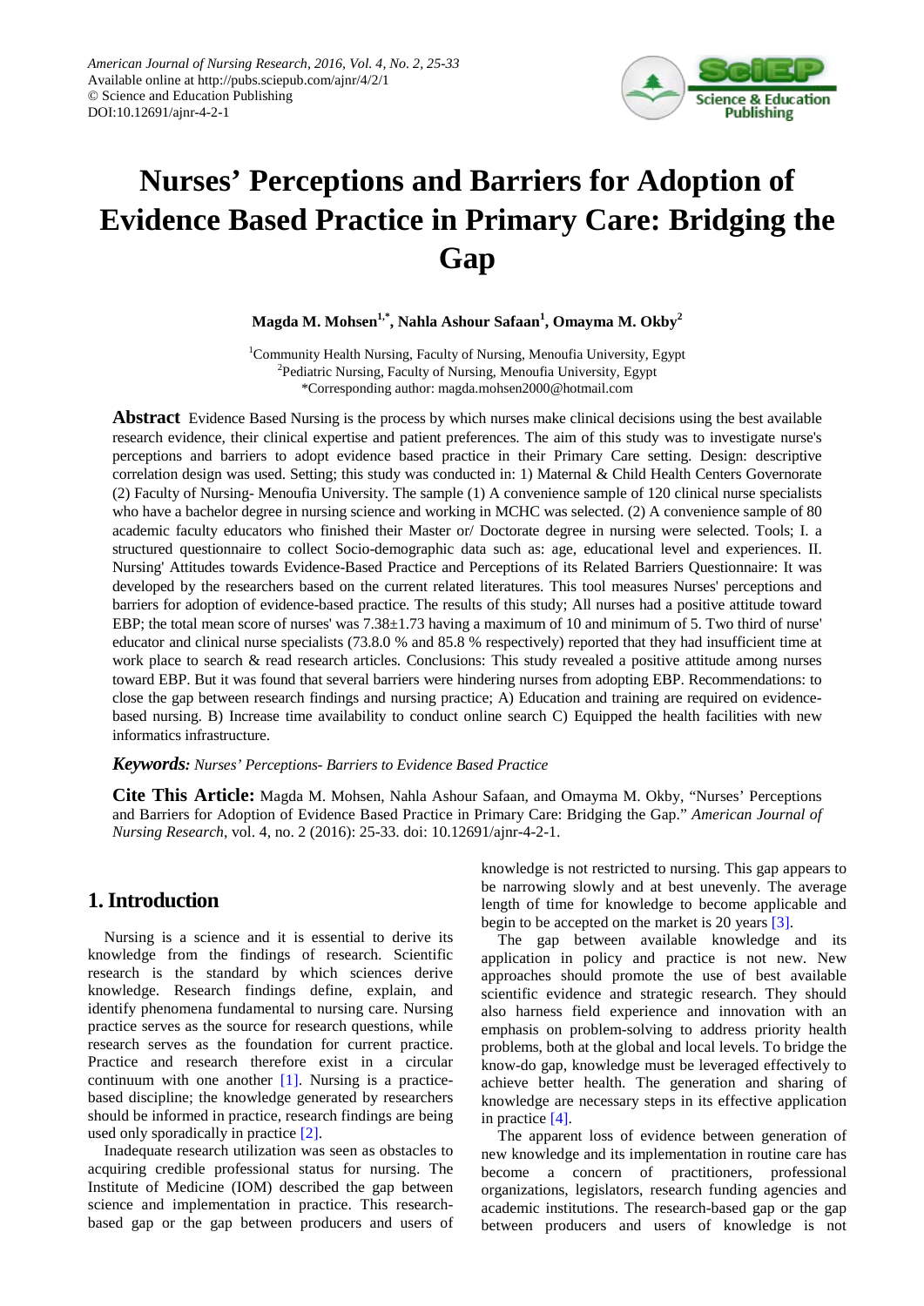# Nurses' Perceptions and Barriers for Adoption of Evidence Based Practice in Primary Care: Bridging the Gap

**Magda M. Mohsen[1,*], Nahla Ashour Safaan[1], Omayma M. Okby[2]**

[1]Community Health Nursing, Faculty of Nursing, Menoufia University, Egypt
[2]Pediatric Nursing, Faculty of Nursing, Menoufia University, Egypt
*Corresponding author: magda.mohsen2000@hotmail.com

**Abstract** Evidence Based Nursing is the process by which nurses make clinical decisions using the best available research evidence, their clinical expertise and patient preferences. The aim of this study was to investigate nurse's perceptions and barriers to adopt evidence based practice in their Primary Care setting. Design: descriptive correlation design was used. Setting; this study was conducted in: 1) Maternal & Child Health Centers Governorate (2) Faculty of Nursing- Menoufia University. The sample (1) A convenience sample of 120 clinical nurse specialists who have a bachelor degree in nursing science and working in MCHC was selected. (2) A convenience sample of 80 academic faculty educators who finished their Master or/ Doctorate degree in nursing were selected. Tools; I. a structured questionnaire to collect Socio-demographic data such as: age, educational level and experiences. II. Nursing' Attitudes towards Evidence-Based Practice and Perceptions of its Related Barriers Questionnaire: It was developed by the researchers based on the current related literatures. This tool measures Nurses' perceptions and barriers for adoption of evidence-based practice. The results of this study; All nurses had a positive attitude toward EBP; the total mean score of nurses' was 7.38±1.73 having a maximum of 10 and minimum of 5. Two third of nurse' educator and clinical nurse specialists (73.8.0 % and 85.8 % respectively) reported that they had insufficient time at work place to search & read research articles. Conclusions: This study revealed a positive attitude among nurses toward EBP. But it was found that several barriers were hindering nurses from adopting EBP. Recommendations: to close the gap between research findings and nursing practice; A) Education and training are required on evidence-based nursing. B) Increase time availability to conduct online search C) Equipped the health facilities with new informatics infrastructure.

***Keywords:*** *Nurses' Perceptions- Barriers to Evidence Based Practice*

**Cite This Article:** Magda M. Mohsen, Nahla Ashour Safaan, and Omayma M. Okby, "Nurses' Perceptions and Barriers for Adoption of Evidence Based Practice in Primary Care: Bridging the Gap." *American Journal of Nursing Research*, vol. 4, no. 2 (2016): 25-33. doi: 10.12691/ajnr-4-2-1.

## 1. Introduction

Nursing is a science and it is essential to derive its knowledge from the findings of research. Scientific research is the standard by which sciences derive knowledge. Research findings define, explain, and identify phenomena fundamental to nursing care. Nursing practice serves as the source for research questions, while research serves as the foundation for current practice. Practice and research therefore exist in a circular continuum with one another [1]. Nursing is a practice-based discipline; the knowledge generated by researchers should be informed in practice, research findings are being used only sporadically in practice [2].

Inadequate research utilization was seen as obstacles to acquiring credible professional status for nursing. The Institute of Medicine (IOM) described the gap between science and implementation in practice. This research-based gap or the gap between producers and users of knowledge is not restricted to nursing. This gap appears to be narrowing slowly and at best unevenly. The average length of time for knowledge to become applicable and begin to be accepted on the market is 20 years [3].

The gap between available knowledge and its application in policy and practice is not new. New approaches should promote the use of best available scientific evidence and strategic research. They should also harness field experience and innovation with an emphasis on problem-solving to address priority health problems, both at the global and local levels. To bridge the know-do gap, knowledge must be leveraged effectively to achieve better health. The generation and sharing of knowledge are necessary steps in its effective application in practice [4].

The apparent loss of evidence between generation of new knowledge and its implementation in routine care has become a concern of practitioners, professional organizations, legislators, research funding agencies and academic institutions. The research-based gap or the gap between producers and users of knowledge is not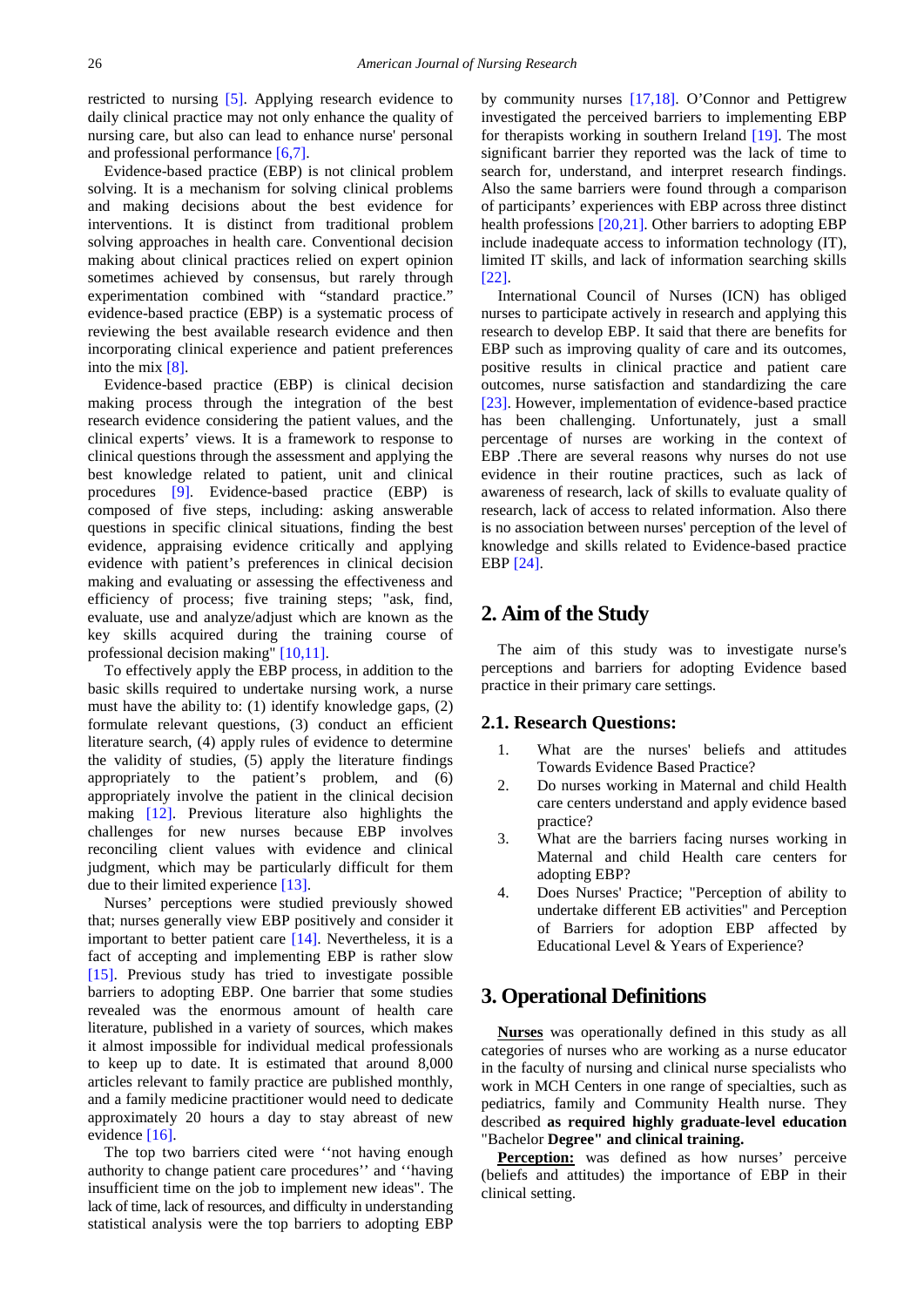restricted to nursing [5]. Applying research evidence to daily clinical practice may not only enhance the quality of nursing care, but also can lead to enhance nurse' personal and professional performance [6,7].

Evidence-based practice (EBP) is not clinical problem solving. It is a mechanism for solving clinical problems and making decisions about the best evidence for interventions. It is distinct from traditional problem solving approaches in health care. Conventional decision making about clinical practices relied on expert opinion sometimes achieved by consensus, but rarely through experimentation combined with "standard practice." evidence-based practice (EBP) is a systematic process of reviewing the best available research evidence and then incorporating clinical experience and patient preferences into the mix [8].

Evidence-based practice (EBP) is clinical decision making process through the integration of the best research evidence considering the patient values, and the clinical experts' views. It is a framework to response to clinical questions through the assessment and applying the best knowledge related to patient, unit and clinical procedures [9]. Evidence-based practice (EBP) is composed of five steps, including: asking answerable questions in specific clinical situations, finding the best evidence, appraising evidence critically and applying evidence with patient's preferences in clinical decision making and evaluating or assessing the effectiveness and efficiency of process; five training steps; "ask, find, evaluate, use and analyze/adjust which are known as the key skills acquired during the training course of professional decision making" [10,11].

To effectively apply the EBP process, in addition to the basic skills required to undertake nursing work, a nurse must have the ability to: (1) identify knowledge gaps, (2) formulate relevant questions, (3) conduct an efficient literature search, (4) apply rules of evidence to determine the validity of studies, (5) apply the literature findings appropriately to the patient's problem, and (6) appropriately involve the patient in the clinical decision making [12]. Previous literature also highlights the challenges for new nurses because EBP involves reconciling client values with evidence and clinical judgment, which may be particularly difficult for them due to their limited experience [13].

Nurses' perceptions were studied previously showed that; nurses generally view EBP positively and consider it important to better patient care [14]. Nevertheless, it is a fact of accepting and implementing EBP is rather slow [15]. Previous study has tried to investigate possible barriers to adopting EBP. One barrier that some studies revealed was the enormous amount of health care literature, published in a variety of sources, which makes it almost impossible for individual medical professionals to keep up to date. It is estimated that around 8,000 articles relevant to family practice are published monthly, and a family medicine practitioner would need to dedicate approximately 20 hours a day to stay abreast of new evidence [16].

The top two barriers cited were ''not having enough authority to change patient care procedures'' and ''having insufficient time on the job to implement new ideas". The lack of time, lack of resources, and difficulty in understanding statistical analysis were the top barriers to adopting EBP by community nurses [17,18]. O'Connor and Pettigrew investigated the perceived barriers to implementing EBP for therapists working in southern Ireland [19]. The most significant barrier they reported was the lack of time to search for, understand, and interpret research findings. Also the same barriers were found through a comparison of participants' experiences with EBP across three distinct health professions [20,21]. Other barriers to adopting EBP include inadequate access to information technology (IT), limited IT skills, and lack of information searching skills [22].

International Council of Nurses (ICN) has obliged nurses to participate actively in research and applying this research to develop EBP. It said that there are benefits for EBP such as improving quality of care and its outcomes, positive results in clinical practice and patient care outcomes, nurse satisfaction and standardizing the care [23]. However, implementation of evidence-based practice has been challenging. Unfortunately, just a small percentage of nurses are working in the context of EBP .There are several reasons why nurses do not use evidence in their routine practices, such as lack of awareness of research, lack of skills to evaluate quality of research, lack of access to related information. Also there is no association between nurses' perception of the level of knowledge and skills related to Evidence-based practice EBP [24].

## 2. Aim of the Study

The aim of this study was to investigate nurse's perceptions and barriers for adopting Evidence based practice in their primary care settings.

### 2.1. Research Questions:

1. What are the nurses' beliefs and attitudes Towards Evidence Based Practice?
2. Do nurses working in Maternal and child Health care centers understand and apply evidence based practice?
3. What are the barriers facing nurses working in Maternal and child Health care centers for adopting EBP?
4. Does Nurses' Practice; "Perception of ability to undertake different EB activities" and Perception of Barriers for adoption EBP affected by Educational Level & Years of Experience?

## 3. Operational Definitions

**Nurses** was operationally defined in this study as all categories of nurses who are working as a nurse educator in the faculty of nursing and clinical nurse specialists who work in MCH Centers in one range of specialties, such as pediatrics, family and Community Health nurse. They described **as required highly graduate-level education** "Bachelor **Degree" and clinical training.**

**Perception:** was defined as how nurses' perceive (beliefs and attitudes) the importance of EBP in their clinical setting.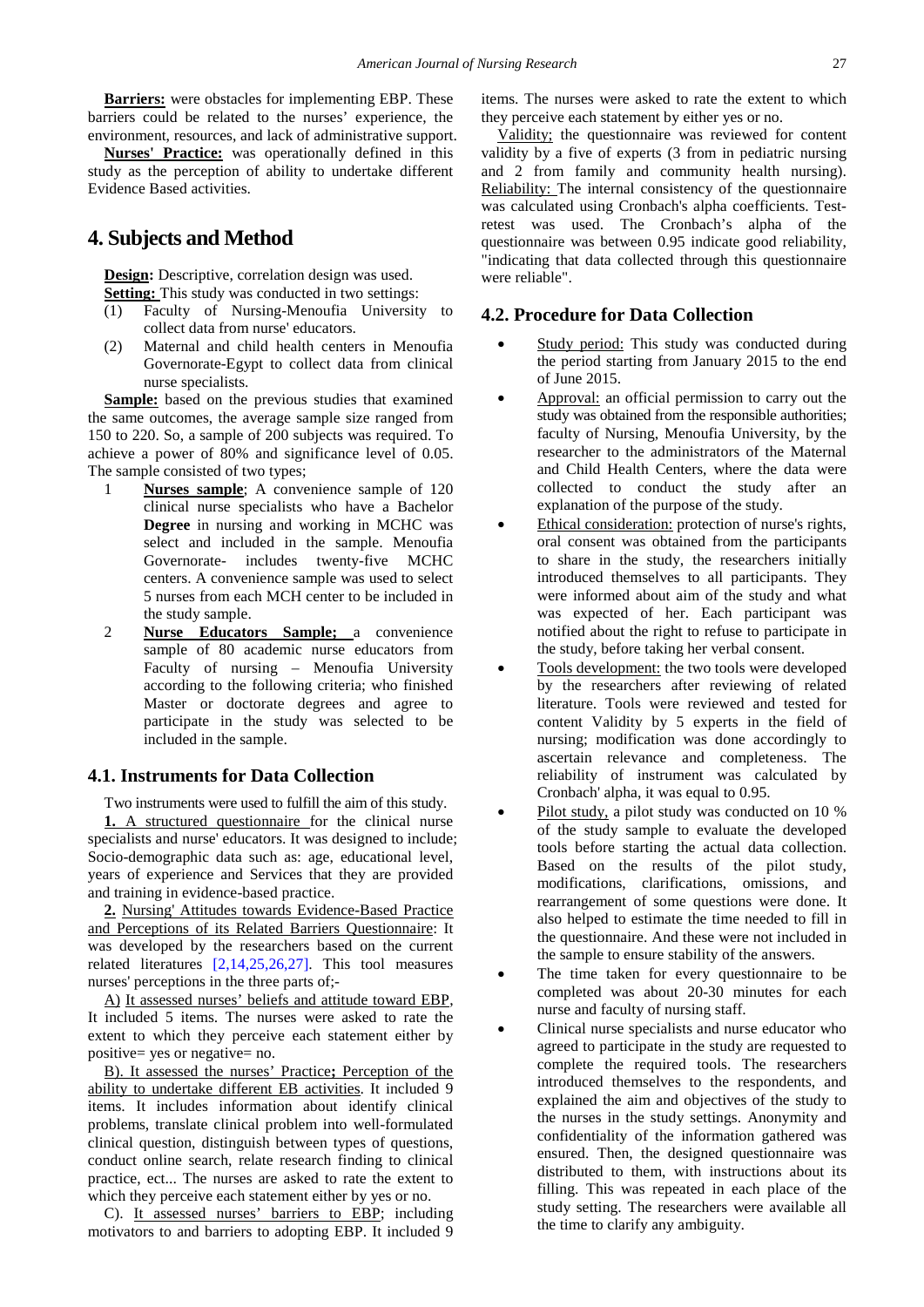**Barriers:** were obstacles for implementing EBP. These barriers could be related to the nurses' experience, the environment, resources, and lack of administrative support.

**Nurses' Practice:** was operationally defined in this study as the perception of ability to undertake different Evidence Based activities.

## 4. Subjects and Method

**Design:** Descriptive, correlation design was used.

**Setting:** This study was conducted in two settings:

(1) Faculty of Nursing-Menoufia University to collect data from nurse' educators.

(2) Maternal and child health centers in Menoufia Governorate-Egypt to collect data from clinical nurse specialists.

**Sample:** based on the previous studies that examined the same outcomes, the average sample size ranged from 150 to 220. So, a sample of 200 subjects was required. To achieve a power of 80% and significance level of 0.05. The sample consisted of two types;

1 **Nurses sample**; A convenience sample of 120 clinical nurse specialists who have a Bachelor **Degree** in nursing and working in MCHC was select and included in the sample. Menoufia Governorate- includes twenty-five MCHC centers. A convenience sample was used to select 5 nurses from each MCH center to be included in the study sample.

2 **Nurse Educators Sample;** a convenience sample of 80 academic nurse educators from Faculty of nursing – Menoufia University according to the following criteria; who finished Master or doctorate degrees and agree to participate in the study was selected to be included in the sample.

### 4.1. Instruments for Data Collection

Two instruments were used to fulfill the aim of this study.

**1.** A structured questionnaire for the clinical nurse specialists and nurse' educators. It was designed to include; Socio-demographic data such as: age, educational level, years of experience and Services that they are provided and training in evidence-based practice.

**2.** Nursing' Attitudes towards Evidence-Based Practice and Perceptions of its Related Barriers Questionnaire: It was developed by the researchers based on the current related literatures [2,14,25,26,27]. This tool measures nurses' perceptions in the three parts of;-

A) It assessed nurses' beliefs and attitude toward EBP, It included 5 items. The nurses were asked to rate the extent to which they perceive each statement either by positive= yes or negative= no.

B). It assessed the nurses' Practice**;** Perception of the ability to undertake different EB activities. It included 9 items. It includes information about identify clinical problems, translate clinical problem into well-formulated clinical question, distinguish between types of questions, conduct online search, relate research finding to clinical practice, ect... The nurses are asked to rate the extent to which they perceive each statement either by yes or no.

C). It assessed nurses' barriers to EBP; including motivators to and barriers to adopting EBP. It included 9 items. The nurses were asked to rate the extent to which they perceive each statement by either yes or no.

Validity; the questionnaire was reviewed for content validity by a five of experts (3 from in pediatric nursing and 2 from family and community health nursing). Reliability: The internal consistency of the questionnaire was calculated using Cronbach's alpha coefficients. Test-retest was used. The Cronbach's alpha of the questionnaire was between 0.95 indicate good reliability, "indicating that data collected through this questionnaire were reliable".

### 4.2. Procedure for Data Collection

- Study period: This study was conducted during the period starting from January 2015 to the end of June 2015.
- Approval: an official permission to carry out the study was obtained from the responsible authorities; faculty of Nursing, Menoufia University, by the researcher to the administrators of the Maternal and Child Health Centers, where the data were collected to conduct the study after an explanation of the purpose of the study.
- Ethical consideration: protection of nurse's rights, oral consent was obtained from the participants to share in the study, the researchers initially introduced themselves to all participants. They were informed about aim of the study and what was expected of her. Each participant was notified about the right to refuse to participate in the study, before taking her verbal consent.
- Tools development: the two tools were developed by the researchers after reviewing of related literature. Tools were reviewed and tested for content Validity by 5 experts in the field of nursing; modification was done accordingly to ascertain relevance and completeness. The reliability of instrument was calculated by Cronbach' alpha, it was equal to 0.95.
- Pilot study, a pilot study was conducted on 10 % of the study sample to evaluate the developed tools before starting the actual data collection. Based on the results of the pilot study, modifications, clarifications, omissions, and rearrangement of some questions were done. It also helped to estimate the time needed to fill in the questionnaire. And these were not included in the sample to ensure stability of the answers.
- The time taken for every questionnaire to be completed was about 20-30 minutes for each nurse and faculty of nursing staff.
- Clinical nurse specialists and nurse educator who agreed to participate in the study are requested to complete the required tools. The researchers introduced themselves to the respondents, and explained the aim and objectives of the study to the nurses in the study settings. Anonymity and confidentiality of the information gathered was ensured. Then, the designed questionnaire was distributed to them, with instructions about its filling. This was repeated in each place of the study setting. The researchers were available all the time to clarify any ambiguity.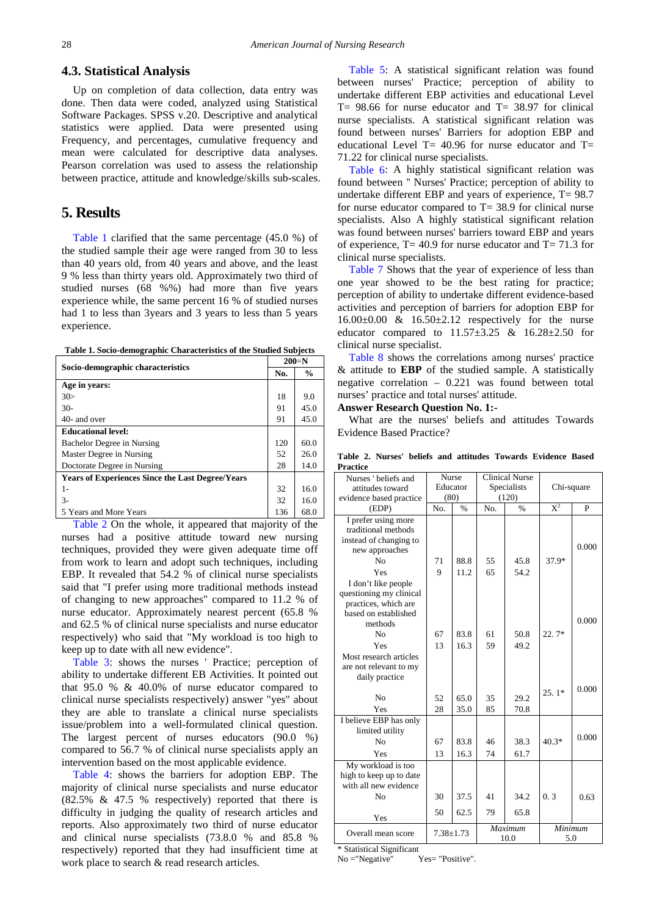### 4.3. Statistical Analysis

Up on completion of data collection, data entry was done. Then data were coded, analyzed using Statistical Software Packages. SPSS v.20. Descriptive and analytical statistics were applied. Data were presented using Frequency, and percentages, cumulative frequency and mean were calculated for descriptive data analyses. Pearson correlation was used to assess the relationship between practice, attitude and knowledge/skills sub-scales.

## 5. Results

Table 1 clarified that the same percentage (45.0 %) of the studied sample their age were ranged from 30 to less than 40 years old, from 40 years and above, and the least 9 % less than thirty years old. Approximately two third of studied nurses (68 %%) had more than five years experience while, the same percent 16 % of studied nurses had 1 to less than 3years and 3 years to less than 5 years experience.

**Table 1. Socio-demographic Characteristics of the Studied Subjects**

| Socio-demographic characteristics | 200=N | |
|---|---|---|
| | No. | % |
| **Age in years:** | | |
| 30> | 18 | 9.0 |
| 30- | 91 | 45.0 |
| 40- and over | 91 | 45.0 |
| **Educational level:** | | |
| Bachelor Degree in Nursing | 120 | 60.0 |
| Master Degree in Nursing | 52 | 26.0 |
| Doctorate Degree in Nursing | 28 | 14.0 |
| **Years of Experiences Since the Last Degree/Years** | | |
| 1- | 32 | 16.0 |
| 3- | 32 | 16.0 |
| 5 Years and More Years | 136 | 68.0 |

Table 2 On the whole, it appeared that majority of the nurses had a positive attitude toward new nursing techniques, provided they were given adequate time off from work to learn and adopt such techniques, including EBP. It revealed that 54.2 % of clinical nurse specialists said that "I prefer using more traditional methods instead of changing to new approaches" compared to 11.2 % of nurse educator. Approximately nearest percent (65.8 % and 62.5 % of clinical nurse specialists and nurse educator respectively) who said that "My workload is too high to keep up to date with all new evidence".

Table 3: shows the nurses ' Practice; perception of ability to undertake different EB Activities. It pointed out that 95.0 % & 40.0% of nurse educator compared to clinical nurse specialists respectively) answer "yes" about they are able to translate a clinical nurse specialists issue/problem into a well-formulated clinical question. The largest percent of nurses educators (90.0 %) compared to 56.7 % of clinical nurse specialists apply an intervention based on the most applicable evidence.

Table 4: shows the barriers for adoption EBP. The majority of clinical nurse specialists and nurse educator (82.5% & 47.5 % respectively) reported that there is difficulty in judging the quality of research articles and reports. Also approximately two third of nurse educator and clinical nurse specialists (73.8.0 % and 85.8 % respectively) reported that they had insufficient time at work place to search & read research articles.

Table 5: A statistical significant relation was found between nurses' Practice; perception of ability to undertake different EBP activities and educational Level T= 98.66 for nurse educator and T= 38.97 for clinical nurse specialists. A statistical significant relation was found between nurses' Barriers for adoption EBP and educational Level T= 40.96 for nurse educator and T= 71.22 for clinical nurse specialists.

Table 6: A highly statistical significant relation was found between " Nurses' Practice; perception of ability to undertake different EBP and years of experience, T= 98.7 for nurse educator compared to T= 38.9 for clinical nurse specialists. Also A highly statistical significant relation was found between nurses' barriers toward EBP and years of experience, T= 40.9 for nurse educator and T= 71.3 for clinical nurse specialists.

Table 7 Shows that the year of experience of less than one year showed to be the best rating for practice; perception of ability to undertake different evidence-based activities and perception of barriers for adoption EBP for 16.00±0.00 & 16.50±2.12 respectively for the nurse educator compared to 11.57±3.25 & 16.28±2.50 for clinical nurse specialist.

Table 8 shows the correlations among nurses' practice & attitude to **EBP** of the studied sample. A statistically negative correlation – 0.221 was found between total nurses' practice and total nurses' attitude.

**Answer Research Question No. 1:-**

What are the nurses' beliefs and attitudes Towards Evidence Based Practice?

**Table 2. Nurses' beliefs and attitudes Towards Evidence Based Practice**

| Nurses ' beliefs and attitudes toward evidence based practice (EDP) | Nurse Educator (80) | | Clinical Nurse Specialists (120) | | Chi-square | |
|---|---|---|---|---|---|---|
| | No. | % | No. | % | $X^2$ | P |
| I prefer using more traditional methods instead of changing to new approaches | | | | | | 0.000 |
| No | 71 | 88.8 | 55 | 45.8 | 37.9* | |
| Yes | 9 | 11.2 | 65 | 54.2 | | |
| I don't like people questioning my clinical practices, which are based on established methods | | | | | | 0.000 |
| No | 67 | 83.8 | 61 | 50.8 | 22. 7* | |
| Yes | 13 | 16.3 | 59 | 49.2 | | |
| Most research articles are not relevant to my daily practice | | | | | | |
| No | 52 | 65.0 | 35 | 29.2 | 25. 1* | 0.000 |
| Yes | 28 | 35.0 | 85 | 70.8 | | |
| I believe EBP has only limited utility | | | | | | |
| No | 67 | 83.8 | 46 | 38.3 | 40.3* | 0.000 |
| Yes | 13 | 16.3 | 74 | 61.7 | | |
| My workload is too high to keep up to date with all new evidence | | | | | | |
| No | 30 | 37.5 | 41 | 34.2 | 0. 3 | 0.63 |
| Yes | 50 | 62.5 | 79 | 65.8 | | |
| Overall mean score | 7.38±1.73 | | *Maximum* 10.0 | | *Minimum* 5.0 | |

\* Statistical Significant

No ="Negative" Yes= "Positive".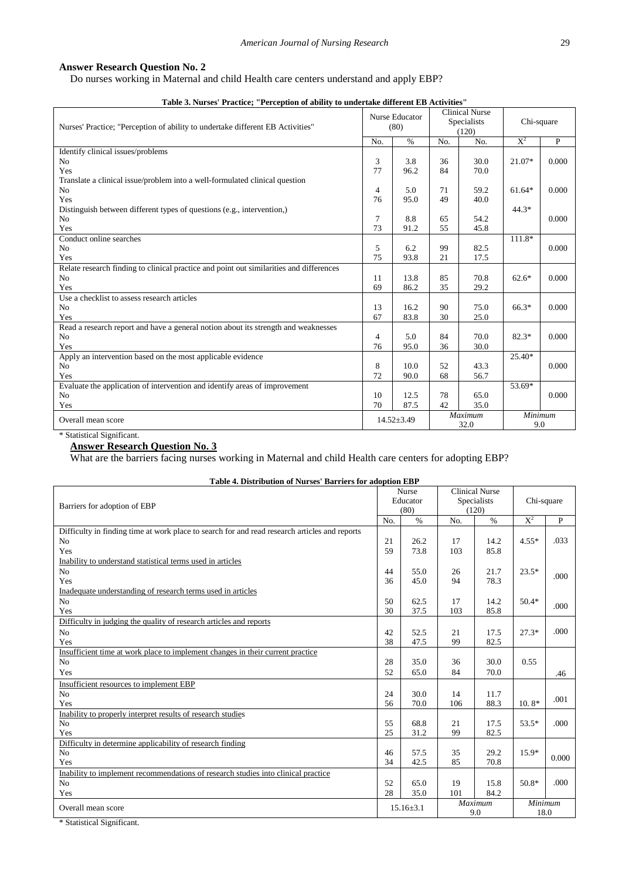**Answer Research Question No. 2**

Do nurses working in Maternal and child Health care centers understand and apply EBP?

**Table 3. Nurses' Practice; "Perception of ability to undertake different EB Activities"**

| Nurses' Practice; "Perception of ability to undertake different EB Activities" | Nurse Educator (80) | | Clinical Nurse Specialists (120) | | Chi-square | |
|---|---|---|---|---|---|---|
| | No. | % | No. | No. | $X^2$ | P |
| Identify clinical issues/problems | | | | | | |
| No | 3 | 3.8 | 36 | 30.0 | 21.07* | 0.000 |
| Yes | 77 | 96.2 | 84 | 70.0 | | |
| Translate a clinical issue/problem into a well-formulated clinical question | | | | | | |
| No | 4 | 5.0 | 71 | 59.2 | 61.64* | 0.000 |
| Yes | 76 | 95.0 | 49 | 40.0 | | |
| Distinguish between different types of questions (e.g., intervention,) | | | | | 44.3* | |
| No | 7 | 8.8 | 65 | 54.2 | | 0.000 |
| Yes | 73 | 91.2 | 55 | 45.8 | | |
| Conduct online searches | | | | | 111.8* | |
| No | 5 | 6.2 | 99 | 82.5 | | 0.000 |
| Yes | 75 | 93.8 | 21 | 17.5 | | |
| Relate research finding to clinical practice and point out similarities and differences | | | | | | |
| No | 11 | 13.8 | 85 | 70.8 | 62.6* | 0.000 |
| Yes | 69 | 86.2 | 35 | 29.2 | | |
| Use a checklist to assess research articles | | | | | | |
| No | 13 | 16.2 | 90 | 75.0 | 66.3* | 0.000 |
| Yes | 67 | 83.8 | 30 | 25.0 | | |
| Read a research report and have a general notion about its strength and weaknesses | | | | | | |
| No | 4 | 5.0 | 84 | 70.0 | 82.3* | 0.000 |
| Yes | 76 | 95.0 | 36 | 30.0 | | |
| Apply an intervention based on the most applicable evidence | | | | | 25.40* | |
| No | 8 | 10.0 | 52 | 43.3 | | 0.000 |
| Yes | 72 | 90.0 | 68 | 56.7 | | |
| Evaluate the application of intervention and identify areas of improvement | | | | | 53.69* | |
| No | 10 | 12.5 | 78 | 65.0 | | 0.000 |
| Yes | 70 | 87.5 | 42 | 35.0 | | |
| Overall mean score | 14.52±3.49 | | *Maximum* 32.0 | | *Minimum* 9.0 | |

\* Statistical Significant.

**Answer Research Question No. 3**

What are the barriers facing nurses working in Maternal and child Health care centers for adopting EBP?

**Table 4. Distribution of Nurses' Barriers for adoption EBP**

| Barriers for adoption of EBP | Nurse Educator (80) | | Clinical Nurse Specialists (120) | | Chi-square | |
|---|---|---|---|---|---|---|
| | No. | % | No. | % | $X^2$ | P |
| Difficulty in finding time at work place to search for and read research articles and reports | | | | | | |
| No | 21 | 26.2 | 17 | 14.2 | 4.55* | .033 |
| Yes | 59 | 73.8 | 103 | 85.8 | | |
| Inability to understand statistical terms used in articles | | | | | | |
| No | 44 | 55.0 | 26 | 21.7 | 23.5* | .000 |
| Yes | 36 | 45.0 | 94 | 78.3 | | |
| Inadequate understanding of research terms used in articles | | | | | | |
| No | 50 | 62.5 | 17 | 14.2 | 50.4* | .000 |
| Yes | 30 | 37.5 | 103 | 85.8 | | |
| Difficulty in judging the quality of research articles and reports | | | | | | |
| No | 42 | 52.5 | 21 | 17.5 | 27.3* | .000 |
| Yes | 38 | 47.5 | 99 | 82.5 | | |
| Insufficient time at work place to implement changes in their current practice | | | | | | |
| No | 28 | 35.0 | 36 | 30.0 | 0.55 | |
| Yes | 52 | 65.0 | 84 | 70.0 | | .46 |
| Insufficient resources to implement EBP | | | | | | |
| No | 24 | 30.0 | 14 | 11.7 | | .001 |
| Yes | 56 | 70.0 | 106 | 88.3 | 10. 8* | |
| Inability to properly interpret results of research studies | | | | | | |
| No | 55 | 68.8 | 21 | 17.5 | 53.5* | .000 |
| Yes | 25 | 31.2 | 99 | 82.5 | | |
| Difficulty in determine applicability of research finding | | | | | | |
| No | 46 | 57.5 | 35 | 29.2 | 15.9* | 0.000 |
| Yes | 34 | 42.5 | 85 | 70.8 | | |
| Inability to implement recommendations of research studies into clinical practice | | | | | | |
| No | 52 | 65.0 | 19 | 15.8 | 50.8* | .000 |
| Yes | 28 | 35.0 | 101 | 84.2 | | |
| Overall mean score | 15.16±3.1 | | *Maximum* 9.0 | | *Minimum* 18.0 | |

\* Statistical Significant.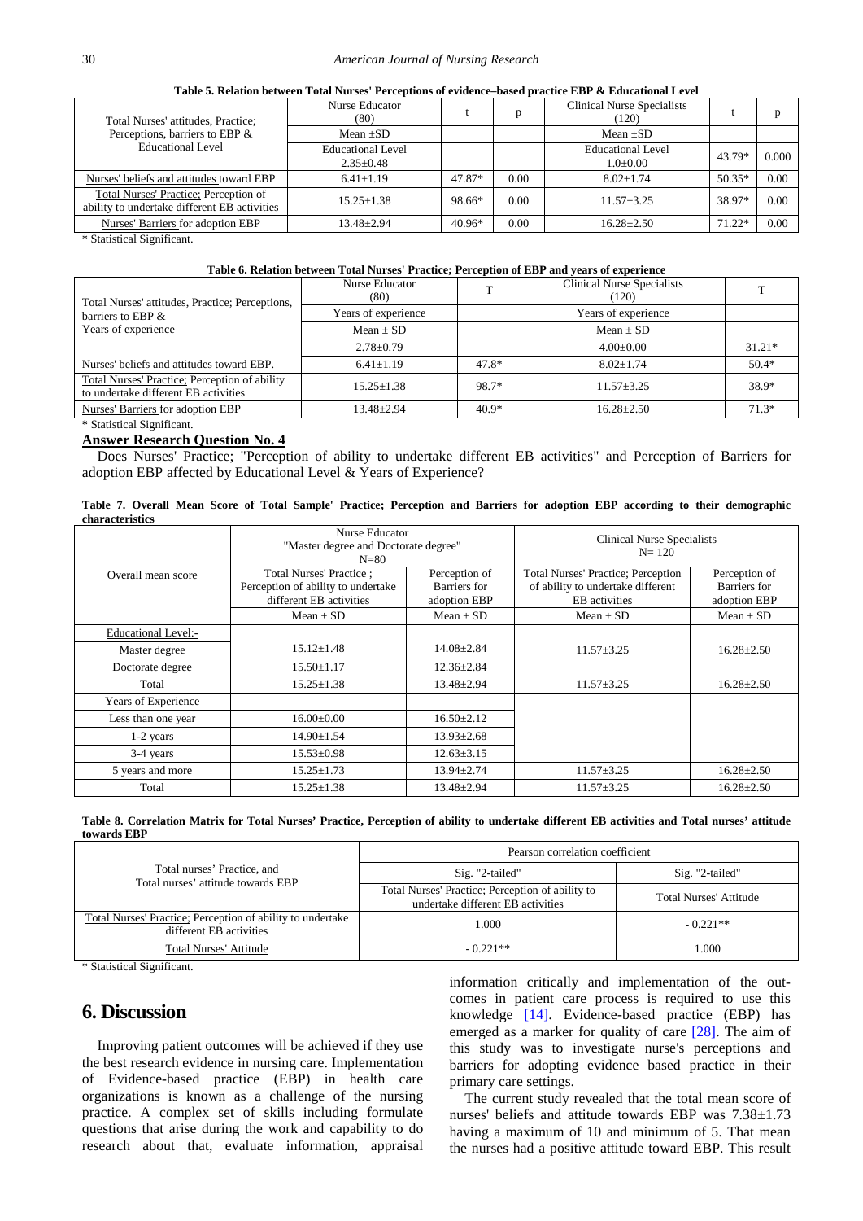**Table 5. Relation between Total Nurses' Perceptions of evidence–based practice EBP & Educational Level**

| Total Nurses' attitudes, Practice; Perceptions, barriers to EBP & Educational Level | Nurse Educator (80) | t | p | Clinical Nurse Specialists (120) | t | p |
|---|---|---|---|---|---|---|
| | Mean ±SD | | | Mean ±SD | | |
| | Educational Level 2.35±0.48 | | | Educational Level 1.0±0.00 | 43.79* | 0.000 |
| Nurses' beliefs and attitudes toward EBP | 6.41±1.19 | 47.87* | 0.00 | 8.02±1.74 | 50.35* | 0.00 |
| Total Nurses' Practice; Perception of ability to undertake different EB activities | 15.25±1.38 | 98.66* | 0.00 | 11.57±3.25 | 38.97* | 0.00 |
| Nurses' Barriers for adoption EBP | 13.48±2.94 | 40.96* | 0.00 | 16.28±2.50 | 71.22* | 0.00 |

\* Statistical Significant.

**Table 6. Relation between Total Nurses' Practice; Perception of EBP and years of experience**

| Total Nurses' attitudes, Practice; Perceptions, barriers to EBP & Years of experience | Nurse Educator (80) | T | Clinical Nurse Specialists (120) | T |
|---|---|---|---|---|
| | Years of experience | | Years of experience | |
| | Mean ± SD | | Mean ± SD | |
| | 2.78±0.79 | | 4.00±0.00 | 31.21* |
| Nurses' beliefs and attitudes toward EBP. | 6.41±1.19 | 47.8* | 8.02±1.74 | 50.4* |
| Total Nurses' Practice; Perception of ability to undertake different EB activities | 15.25±1.38 | 98.7* | 11.57±3.25 | 38.9* |
| Nurses' Barriers for adoption EBP | 13.48±2.94 | 40.9* | 16.28±2.50 | 71.3* |

\* Statistical Significant.

**Answer Research Question No. 4**

Does Nurses' Practice; "Perception of ability to undertake different EB activities" and Perception of Barriers for adoption EBP affected by Educational Level & Years of Experience?

**Table 7. Overall Mean Score of Total Sample' Practice; Perception and Barriers for adoption EBP according to their demographic characteristics**

| Overall mean score | Nurse Educator "Master degree and Doctorate degree" N=80 | | Clinical Nurse Specialists N= 120 | |
|---|---|---|---|---|
| | Total Nurses' Practice ; Perception of ability to undertake different EB activities | Perception of Barriers for adoption EBP | Total Nurses' Practice; Perception of ability to undertake different EB activities | Perception of Barriers for adoption EBP |
| | Mean ± SD | Mean ± SD | Mean ± SD | Mean ± SD |
| Educational Level:- | | | | |
| Master degree | 15.12±1.48 | 14.08±2.84 | 11.57±3.25 | 16.28±2.50 |
| Doctorate degree | 15.50±1.17 | 12.36±2.84 | | |
| Total | 15.25±1.38 | 13.48±2.94 | 11.57±3.25 | 16.28±2.50 |
| Years of Experience | | | | |
| Less than one year | 16.00±0.00 | 16.50±2.12 | | |
| 1-2 years | 14.90±1.54 | 13.93±2.68 | | |
| 3-4 years | 15.53±0.98 | 12.63±3.15 | | |
| 5 years and more | 15.25±1.73 | 13.94±2.74 | 11.57±3.25 | 16.28±2.50 |
| Total | 15.25±1.38 | 13.48±2.94 | 11.57±3.25 | 16.28±2.50 |

**Table 8. Correlation Matrix for Total Nurses' Practice, Perception of ability to undertake different EB activities and Total nurses' attitude towards EBP**

| Total nurses' Practice, and Total nurses' attitude towards EBP | Pearson correlation coefficient | |
|---|---|---|
| | Sig. "2-tailed" | Sig. "2-tailed" |
| | Total Nurses' Practice; Perception of ability to undertake different EB activities | Total Nurses' Attitude |
| Total Nurses' Practice; Perception of ability to undertake different EB activities | 1.000 | - 0.221** |
| Total Nurses' Attitude | - 0.221** | 1.000 |

\* Statistical Significant.

## 6. Discussion

Improving patient outcomes will be achieved if they use the best research evidence in nursing care. Implementation of Evidence-based practice (EBP) in health care organizations is known as a challenge of the nursing practice. A complex set of skills including formulate questions that arise during the work and capability to do research about that, evaluate information, appraisal information critically and implementation of the outcomes in patient care process is required to use this knowledge [14]. Evidence-based practice (EBP) has emerged as a marker for quality of care [28]. The aim of this study was to investigate nurse's perceptions and barriers for adopting evidence based practice in their primary care settings.

The current study revealed that the total mean score of nurses' beliefs and attitude towards EBP was 7.38±1.73 having a maximum of 10 and minimum of 5. That mean the nurses had a positive attitude toward EBP. This result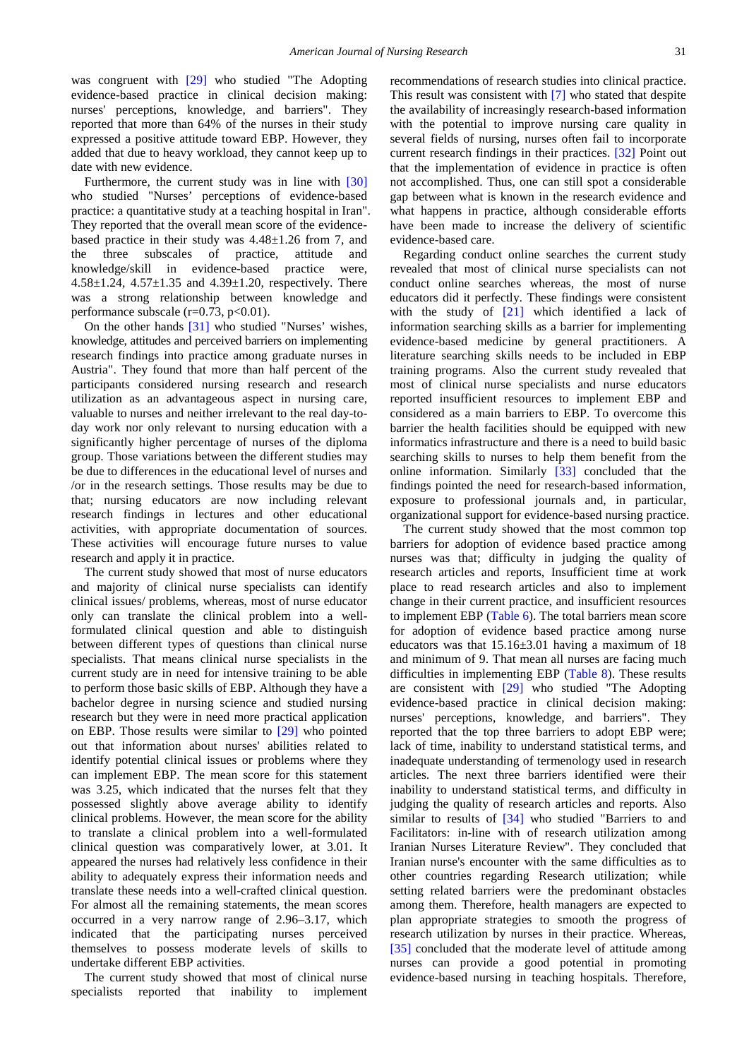was congruent with [29] who studied "The Adopting evidence-based practice in clinical decision making: nurses' perceptions, knowledge, and barriers". They reported that more than 64% of the nurses in their study expressed a positive attitude toward EBP. However, they added that due to heavy workload, they cannot keep up to date with new evidence.

Furthermore, the current study was in line with [30] who studied "Nurses' perceptions of evidence-based practice: a quantitative study at a teaching hospital in Iran". They reported that the overall mean score of the evidence-based practice in their study was 4.48±1.26 from 7, and the three subscales of practice, attitude and knowledge/skill in evidence-based practice were, 4.58±1.24, 4.57±1.35 and 4.39±1.20, respectively. There was a strong relationship between knowledge and performance subscale ($r=0.73$, $p<0.01$).

On the other hands [31] who studied "Nurses' wishes, knowledge, attitudes and perceived barriers on implementing research findings into practice among graduate nurses in Austria". They found that more than half percent of the participants considered nursing research and research utilization as an advantageous aspect in nursing care, valuable to nurses and neither irrelevant to the real day-to-day work nor only relevant to nursing education with a significantly higher percentage of nurses of the diploma group. Those variations between the different studies may be due to differences in the educational level of nurses and /or in the research settings. Those results may be due to that; nursing educators are now including relevant research findings in lectures and other educational activities, with appropriate documentation of sources. These activities will encourage future nurses to value research and apply it in practice.

The current study showed that most of nurse educators and majority of clinical nurse specialists can identify clinical issues/ problems, whereas, most of nurse educator only can translate the clinical problem into a well-formulated clinical question and able to distinguish between different types of questions than clinical nurse specialists. That means clinical nurse specialists in the current study are in need for intensive training to be able to perform those basic skills of EBP. Although they have a bachelor degree in nursing science and studied nursing research but they were in need more practical application on EBP. Those results were similar to [29] who pointed out that information about nurses' abilities related to identify potential clinical issues or problems where they can implement EBP. The mean score for this statement was 3.25, which indicated that the nurses felt that they possessed slightly above average ability to identify clinical problems. However, the mean score for the ability to translate a clinical problem into a well-formulated clinical question was comparatively lower, at 3.01. It appeared the nurses had relatively less confidence in their ability to adequately express their information needs and translate these needs into a well-crafted clinical question. For almost all the remaining statements, the mean scores occurred in a very narrow range of 2.96–3.17, which indicated that the participating nurses perceived themselves to possess moderate levels of skills to undertake different EBP activities.

The current study showed that most of clinical nurse specialists reported that inability to implement recommendations of research studies into clinical practice. This result was consistent with [7] who stated that despite the availability of increasingly research-based information with the potential to improve nursing care quality in several fields of nursing, nurses often fail to incorporate current research findings in their practices. [32] Point out that the implementation of evidence in practice is often not accomplished. Thus, one can still spot a considerable gap between what is known in the research evidence and what happens in practice, although considerable efforts have been made to increase the delivery of scientific evidence-based care.

Regarding conduct online searches the current study revealed that most of clinical nurse specialists can not conduct online searches whereas, the most of nurse educators did it perfectly. These findings were consistent with the study of [21] which identified a lack of information searching skills as a barrier for implementing evidence-based medicine by general practitioners. A literature searching skills needs to be included in EBP training programs. Also the current study revealed that most of clinical nurse specialists and nurse educators reported insufficient resources to implement EBP and considered as a main barriers to EBP. To overcome this barrier the health facilities should be equipped with new informatics infrastructure and there is a need to build basic searching skills to nurses to help them benefit from the online information. Similarly [33] concluded that the findings pointed the need for research-based information, exposure to professional journals and, in particular, organizational support for evidence-based nursing practice.

The current study showed that the most common top barriers for adoption of evidence based practice among nurses was that; difficulty in judging the quality of research articles and reports, Insufficient time at work place to read research articles and also to implement change in their current practice, and insufficient resources to implement EBP (Table 6). The total barriers mean score for adoption of evidence based practice among nurse educators was that 15.16±3.01 having a maximum of 18 and minimum of 9. That mean all nurses are facing much difficulties in implementing EBP (Table 8). These results are consistent with [29] who studied "The Adopting evidence-based practice in clinical decision making: nurses' perceptions, knowledge, and barriers". They reported that the top three barriers to adopt EBP were; lack of time, inability to understand statistical terms, and inadequate understanding of termenology used in research articles. The next three barriers identified were their inability to understand statistical terms, and difficulty in judging the quality of research articles and reports. Also similar to results of [34] who studied "Barriers to and Facilitators: in-line with of research utilization among Iranian Nurses Literature Review". They concluded that Iranian nurse's encounter with the same difficulties as to other countries regarding Research utilization; while setting related barriers were the predominant obstacles among them. Therefore, health managers are expected to plan appropriate strategies to smooth the progress of research utilization by nurses in their practice. Whereas, [35] concluded that the moderate level of attitude among nurses can provide a good potential in promoting evidence-based nursing in teaching hospitals. Therefore,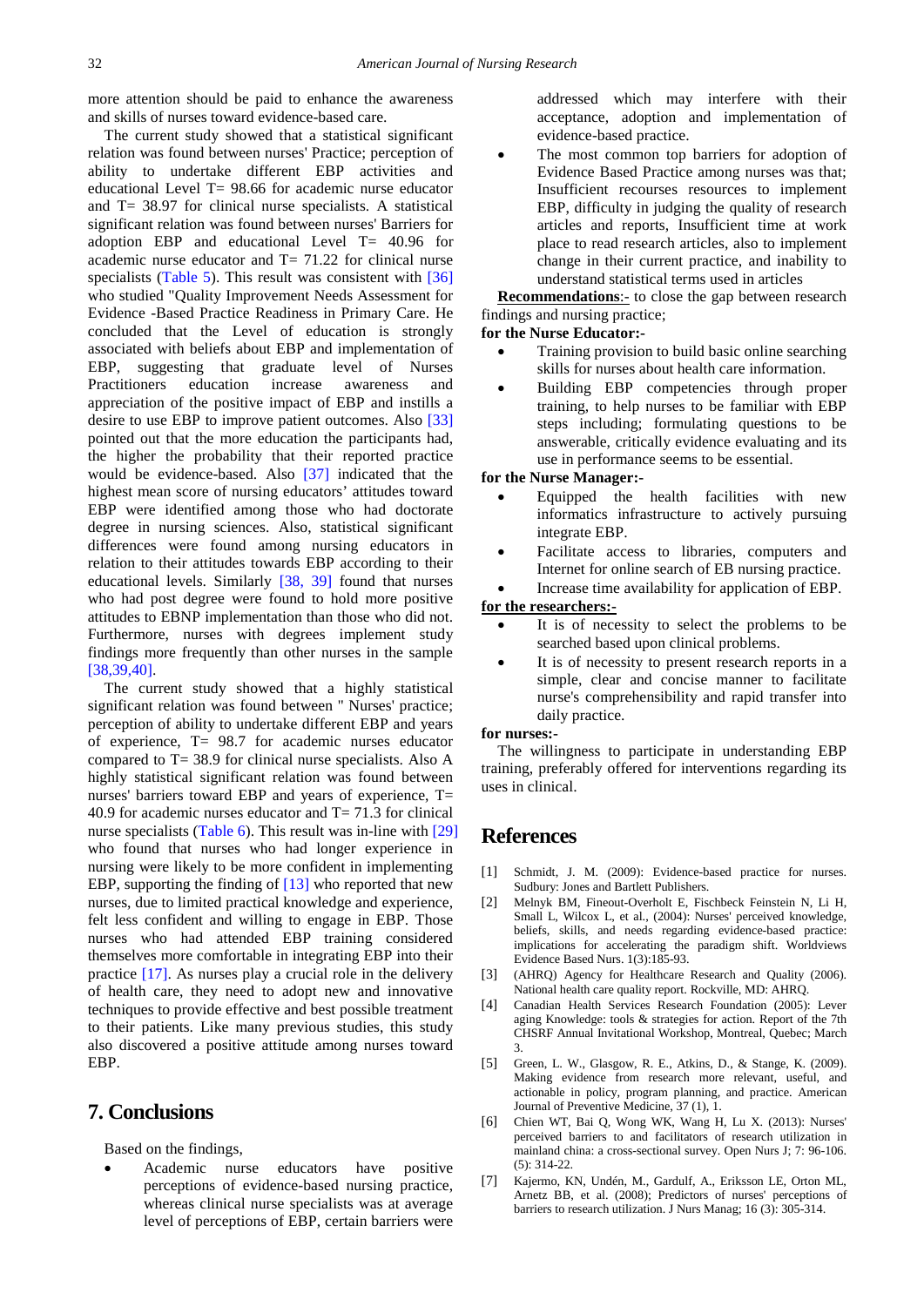more attention should be paid to enhance the awareness and skills of nurses toward evidence-based care.

The current study showed that a statistical significant relation was found between nurses' Practice; perception of ability to undertake different EBP activities and educational Level T= 98.66 for academic nurse educator and T= 38.97 for clinical nurse specialists. A statistical significant relation was found between nurses' Barriers for adoption EBP and educational Level T= 40.96 for academic nurse educator and T= 71.22 for clinical nurse specialists (Table 5). This result was consistent with [36] who studied "Quality Improvement Needs Assessment for Evidence -Based Practice Readiness in Primary Care. He concluded that the Level of education is strongly associated with beliefs about EBP and implementation of EBP, suggesting that graduate level of Nurses Practitioners education increase awareness and appreciation of the positive impact of EBP and instills a desire to use EBP to improve patient outcomes. Also [33] pointed out that the more education the participants had, the higher the probability that their reported practice would be evidence-based. Also [37] indicated that the highest mean score of nursing educators' attitudes toward EBP were identified among those who had doctorate degree in nursing sciences. Also, statistical significant differences were found among nursing educators in relation to their attitudes towards EBP according to their educational levels. Similarly [38, 39] found that nurses who had post degree were found to hold more positive attitudes to EBNP implementation than those who did not. Furthermore, nurses with degrees implement study findings more frequently than other nurses in the sample [38,39,40].

The current study showed that a highly statistical significant relation was found between " Nurses' practice; perception of ability to undertake different EBP and years of experience, T= 98.7 for academic nurses educator compared to T= 38.9 for clinical nurse specialists. Also A highly statistical significant relation was found between nurses' barriers toward EBP and years of experience, T= 40.9 for academic nurses educator and T= 71.3 for clinical nurse specialists (Table 6). This result was in-line with [29] who found that nurses who had longer experience in nursing were likely to be more confident in implementing EBP, supporting the finding of [13] who reported that new nurses, due to limited practical knowledge and experience, felt less confident and willing to engage in EBP. Those nurses who had attended EBP training considered themselves more comfortable in integrating EBP into their practice [17]. As nurses play a crucial role in the delivery of health care, they need to adopt new and innovative techniques to provide effective and best possible treatment to their patients. Like many previous studies, this study also discovered a positive attitude among nurses toward EBP.

## 7. Conclusions

Based on the findings,

- Academic nurse educators have positive perceptions of evidence-based nursing practice, whereas clinical nurse specialists was at average level of perceptions of EBP, certain barriers were addressed which may interfere with their acceptance, adoption and implementation of evidence-based practice.
- The most common top barriers for adoption of Evidence Based Practice among nurses was that; Insufficient recourses resources to implement EBP, difficulty in judging the quality of research articles and reports, Insufficient time at work place to read research articles, also to implement change in their current practice, and inability to understand statistical terms used in articles

**Recommendations**:- to close the gap between research findings and nursing practice;

**for the Nurse Educator:-**

- Training provision to build basic online searching skills for nurses about health care information.
- Building EBP competencies through proper training, to help nurses to be familiar with EBP steps including; formulating questions to be answerable, critically evidence evaluating and its use in performance seems to be essential.

**for the Nurse Manager:-**

- Equipped the health facilities with new informatics infrastructure to actively pursuing integrate EBP.
- Facilitate access to libraries, computers and Internet for online search of EB nursing practice.
- Increase time availability for application of EBP.

**for the researchers:-**

- It is of necessity to select the problems to be searched based upon clinical problems.
- It is of necessity to present research reports in a simple, clear and concise manner to facilitate nurse's comprehensibility and rapid transfer into daily practice.

**for nurses:-**

The willingness to participate in understanding EBP training, preferably offered for interventions regarding its uses in clinical.

## References

[1] Schmidt, J. M. (2009): Evidence-based practice for nurses. Sudbury: Jones and Bartlett Publishers.

[2] Melnyk BM, Fineout-Overholt E, Fischbeck Feinstein N, Li H, Small L, Wilcox L, et al., (2004): Nurses' perceived knowledge, beliefs, skills, and needs regarding evidence-based practice: implications for accelerating the paradigm shift. Worldviews Evidence Based Nurs. 1(3):185-93.

[3] (AHRQ) Agency for Healthcare Research and Quality (2006). National health care quality report. Rockville, MD: AHRQ.

[4] Canadian Health Services Research Foundation (2005): Lever aging Knowledge: tools & strategies for action. Report of the 7th CHSRF Annual Invitational Workshop, Montreal, Quebec; March 3.

[5] Green, L. W., Glasgow, R. E., Atkins, D., & Stange, K. (2009). Making evidence from research more relevant, useful, and actionable in policy, program planning, and practice. American Journal of Preventive Medicine, 37 (1), 1.

[6] Chien WT, Bai Q, Wong WK, Wang H, Lu X. (2013): Nurses' perceived barriers to and facilitators of research utilization in mainland china: a cross-sectional survey. Open Nurs J; 7: 96-106. (5): 314-22.

[7] Kajermo, KN, Undén, M., Gardulf, A., Eriksson LE, Orton ML, Arnetz BB, et al. (2008); Predictors of nurses' perceptions of barriers to research utilization. J Nurs Manag; 16 (3): 305-314.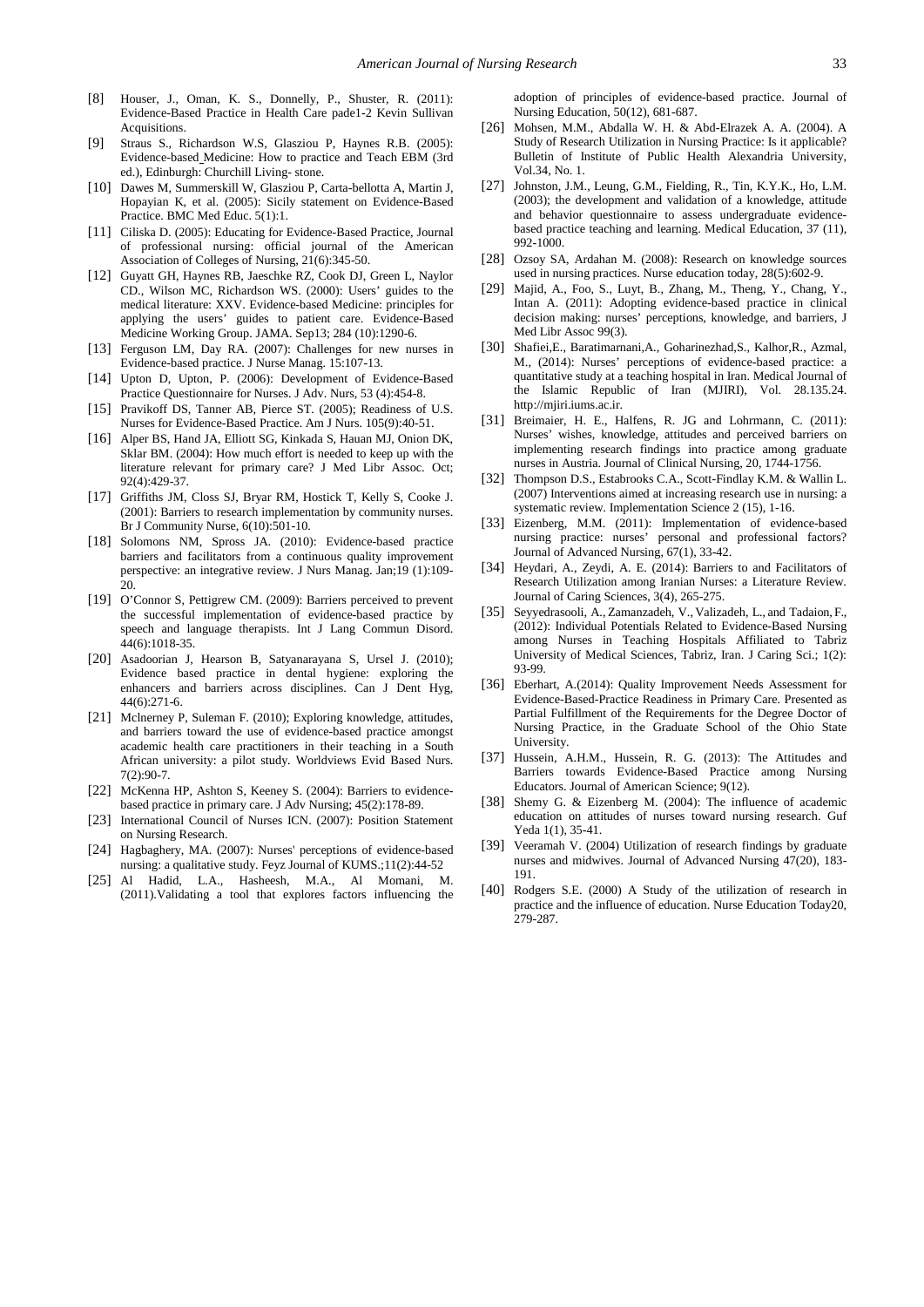[8] Houser, J., Oman, K. S., Donnelly, P., Shuster, R. (2011): Evidence-Based Practice in Health Care pade1-2 Kevin Sullivan Acquisitions.

[9] Straus S., Richardson W.S, Glasziou P, Haynes R.B. (2005): Evidence-based Medicine: How to practice and Teach EBM (3rd ed.), Edinburgh: Churchill Living- stone.

[10] Dawes M, Summerskill W, Glasziou P, Carta-bellotta A, Martin J, Hopayian K, et al. (2005): Sicily statement on Evidence-Based Practice. BMC Med Educ. 5(1):1.

[11] Ciliska D. (2005): Educating for Evidence-Based Practice, Journal of professional nursing: official journal of the American Association of Colleges of Nursing, 21(6):345-50.

[12] Guyatt GH, Haynes RB, Jaeschke RZ, Cook DJ, Green L, Naylor CD., Wilson MC, Richardson WS. (2000): Users' guides to the medical literature: XXV. Evidence-based Medicine: principles for applying the users' guides to patient care. Evidence-Based Medicine Working Group. JAMA. Sep13; 284 (10):1290-6.

[13] Ferguson LM, Day RA. (2007): Challenges for new nurses in Evidence-based practice. J Nurse Manag. 15:107-13.

[14] Upton D, Upton, P. (2006): Development of Evidence-Based Practice Questionnaire for Nurses. J Adv. Nurs, 53 (4):454-8.

[15] Pravikoff DS, Tanner AB, Pierce ST. (2005); Readiness of U.S. Nurses for Evidence-Based Practice. Am J Nurs. 105(9):40-51.

[16] Alper BS, Hand JA, Elliott SG, Kinkada S, Hauan MJ, Onion DK, Sklar BM. (2004): How much effort is needed to keep up with the literature relevant for primary care? J Med Libr Assoc. Oct; 92(4):429-37.

[17] Griffiths JM, Closs SJ, Bryar RM, Hostick T, Kelly S, Cooke J. (2001): Barriers to research implementation by community nurses. Br J Community Nurse, 6(10):501-10.

[18] Solomons NM, Spross JA. (2010): Evidence-based practice barriers and facilitators from a continuous quality improvement perspective: an integrative review. J Nurs Manag. Jan;19 (1):109-20.

[19] O'Connor S, Pettigrew CM. (2009): Barriers perceived to prevent the successful implementation of evidence-based practice by speech and language therapists. Int J Lang Commun Disord. 44(6):1018-35.

[20] Asadoorian J, Hearson B, Satyanarayana S, Ursel J. (2010); Evidence based practice in dental hygiene: exploring the enhancers and barriers across disciplines. Can J Dent Hyg, 44(6):271-6.

[21] Mclnerney P, Suleman F. (2010); Exploring knowledge, attitudes, and barriers toward the use of evidence-based practice amongst academic health care practitioners in their teaching in a South African university: a pilot study. Worldviews Evid Based Nurs. 7(2):90-7.

[22] McKenna HP, Ashton S, Keeney S. (2004): Barriers to evidence-based practice in primary care. J Adv Nursing; 45(2):178-89.

[23] International Council of Nurses ICN. (2007): Position Statement on Nursing Research.

[24] Hagbaghery, MA. (2007): Nurses' perceptions of evidence-based nursing: a qualitative study. Feyz Journal of KUMS.;11(2):44-52

[25] Al Hadid, L.A., Hasheesh, M.A., Al Momani, M. (2011).Validating a tool that explores factors influencing the adoption of principles of evidence-based practice. Journal of Nursing Education, 50(12), 681-687.

[26] Mohsen, M.M., Abdalla W. H. & Abd-Elrazek A. A. (2004). A Study of Research Utilization in Nursing Practice: Is it applicable? Bulletin of Institute of Public Health Alexandria University, Vol.34, No. 1.

[27] Johnston, J.M., Leung, G.M., Fielding, R., Tin, K.Y.K., Ho, L.M. (2003); the development and validation of a knowledge, attitude and behavior questionnaire to assess undergraduate evidence-based practice teaching and learning. Medical Education, 37 (11), 992-1000.

[28] Ozsoy SA, Ardahan M. (2008): Research on knowledge sources used in nursing practices. Nurse education today, 28(5):602-9.

[29] Majid, A., Foo, S., Luyt, B., Zhang, M., Theng, Y., Chang, Y., Intan A. (2011): Adopting evidence-based practice in clinical decision making: nurses' perceptions, knowledge, and barriers, J Med Libr Assoc 99(3).

[30] Shafiei,E., Baratimarnani,A., Goharinezhad,S., Kalhor,R., Azmal, M., (2014): Nurses' perceptions of evidence-based practice: a quantitative study at a teaching hospital in Iran. Medical Journal of the Islamic Republic of Iran (MJIRI), Vol. 28.135.24. http://mjiri.iums.ac.ir.

[31] Breimaier, H. E., Halfens, R. JG and Lohrmann, C. (2011): Nurses' wishes, knowledge, attitudes and perceived barriers on implementing research findings into practice among graduate nurses in Austria. Journal of Clinical Nursing, 20, 1744-1756.

[32] Thompson D.S., Estabrooks C.A., Scott-Findlay K.M. & Wallin L. (2007) Interventions aimed at increasing research use in nursing: a systematic review. Implementation Science 2 (15), 1-16.

[33] Eizenberg, M.M. (2011): Implementation of evidence-based nursing practice: nurses' personal and professional factors? Journal of Advanced Nursing, 67(1), 33-42.

[34] Heydari, A., Zeydi, A. E. (2014): Barriers to and Facilitators of Research Utilization among Iranian Nurses: a Literature Review. Journal of Caring Sciences, 3(4), 265-275.

[35] Seyyedrasooli, A., Zamanzadeh, V., Valizadeh, L., and Tadaion, F., (2012): Individual Potentials Related to Evidence-Based Nursing among Nurses in Teaching Hospitals Affiliated to Tabriz University of Medical Sciences, Tabriz, Iran. J Caring Sci.; 1(2): 93-99.

[36] Eberhart, A.(2014): Quality Improvement Needs Assessment for Evidence-Based-Practice Readiness in Primary Care. Presented as Partial Fulfillment of the Requirements for the Degree Doctor of Nursing Practice, in the Graduate School of the Ohio State University.

[37] Hussein, A.H.M., Hussein, R. G. (2013): The Attitudes and Barriers towards Evidence-Based Practice among Nursing Educators. Journal of American Science; 9(12).

[38] Shemy G. & Eizenberg M. (2004): The influence of academic education on attitudes of nurses toward nursing research. Guf Yeda 1(1), 35-41.

[39] Veeramah V. (2004) Utilization of research findings by graduate nurses and midwives. Journal of Advanced Nursing 47(20), 183-191.

[40] Rodgers S.E. (2000) A Study of the utilization of research in practice and the influence of education. Nurse Education Today20, 279-287.